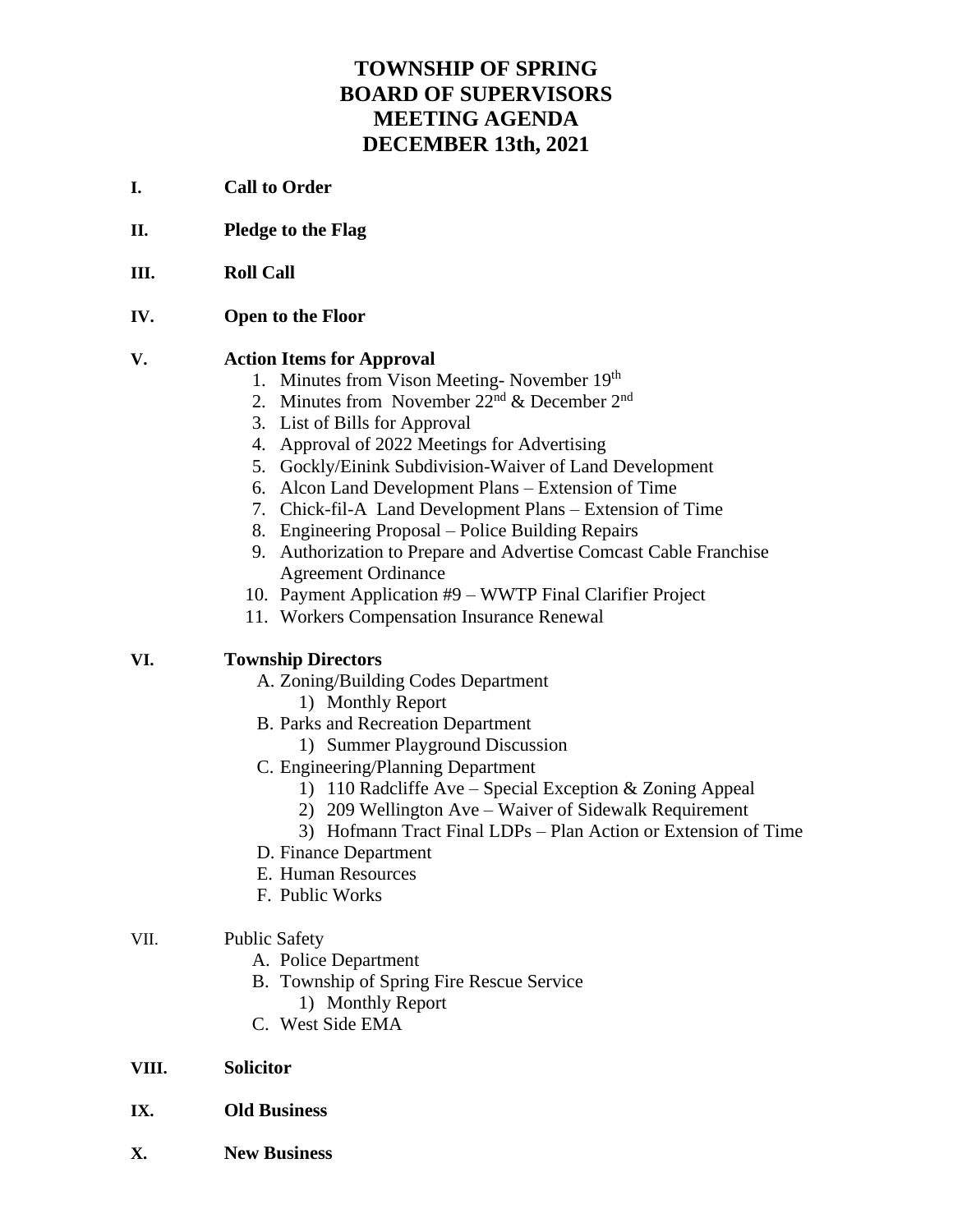# TOWNSHIP OF SPRING
# BOARD OF SUPERVISORS
# MEETING AGENDA
# DECEMBER 13th, 2021

**I. Call to Order**

**II. Pledge to the Flag**

**III. Roll Call**

**IV. Open to the Floor**

**V. Action Items for Approval**

1. Minutes from Vison Meeting- November 19th
2. Minutes from November 22nd & December 2nd
3. List of Bills for Approval
4. Approval of 2022 Meetings for Advertising
5. Gockly/Einink Subdivision-Waiver of Land Development
6. Alcon Land Development Plans – Extension of Time
7. Chick-fil-A Land Development Plans – Extension of Time
8. Engineering Proposal – Police Building Repairs
9. Authorization to Prepare and Advertise Comcast Cable Franchise Agreement Ordinance
10. Payment Application #9 – WWTP Final Clarifier Project
11. Workers Compensation Insurance Renewal

**VI. Township Directors**

- A. Zoning/Building Codes Department
  - 1) Monthly Report
- B. Parks and Recreation Department
  - 1) Summer Playground Discussion
- C. Engineering/Planning Department
  - 1) 110 Radcliffe Ave – Special Exception & Zoning Appeal
  - 2) 209 Wellington Ave – Waiver of Sidewalk Requirement
  - 3) Hofmann Tract Final LDPs – Plan Action or Extension of Time
- D. Finance Department
- E. Human Resources
- F. Public Works

VII. Public Safety

- A. Police Department
- B. Township of Spring Fire Rescue Service
  - 1) Monthly Report
- C. West Side EMA

**VIII. Solicitor**

**IX. Old Business**

**X. New Business**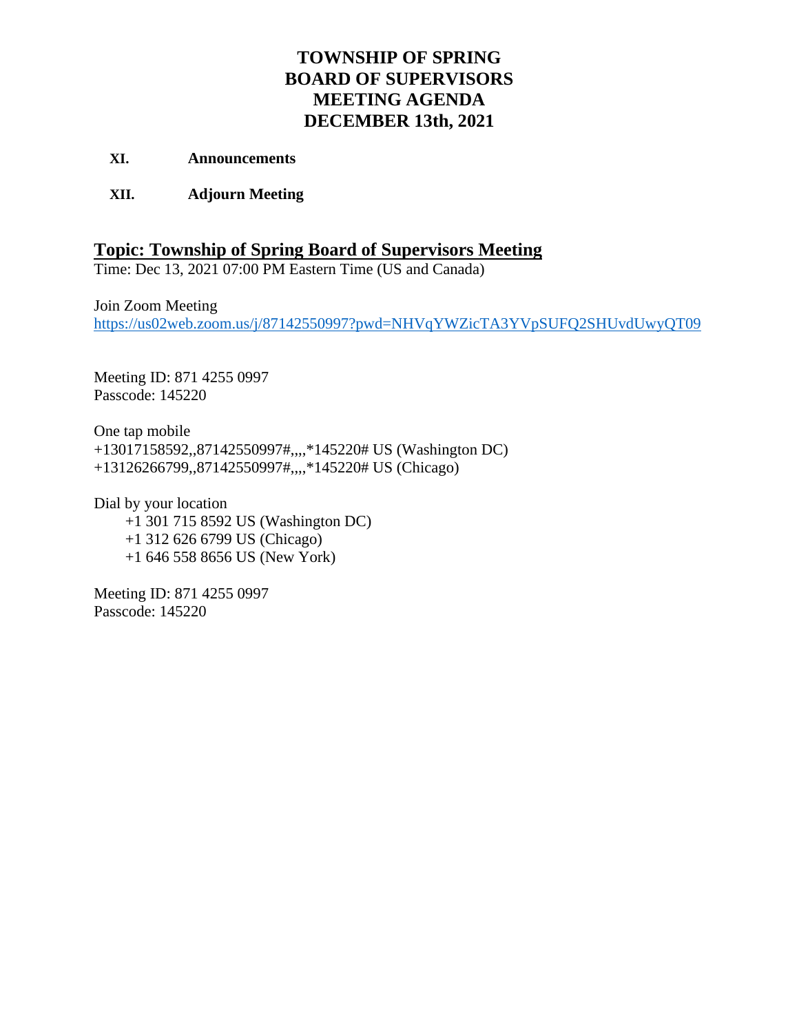**TOWNSHIP OF SPRING**
**BOARD OF SUPERVISORS**
**MEETING AGENDA**
**DECEMBER 13th, 2021**

**XI. Announcements**

**XII. Adjourn Meeting**

## Topic: Township of Spring Board of Supervisors Meeting

Time: Dec 13, 2021 07:00 PM Eastern Time (US and Canada)

Join Zoom Meeting
https://us02web.zoom.us/j/87142550997?pwd=NHVqYWZicTA3YVpSUFQ2SHUvdUwyQT09

Meeting ID: 871 4255 0997
Passcode: 145220

One tap mobile
+13017158592,,87142550997#,,,,*145220# US (Washington DC)
+13126266799,,87142550997#,,,,*145220# US (Chicago)

Dial by your location
+1 301 715 8592 US (Washington DC)
+1 312 626 6799 US (Chicago)
+1 646 558 8656 US (New York)

Meeting ID: 871 4255 0997
Passcode: 145220